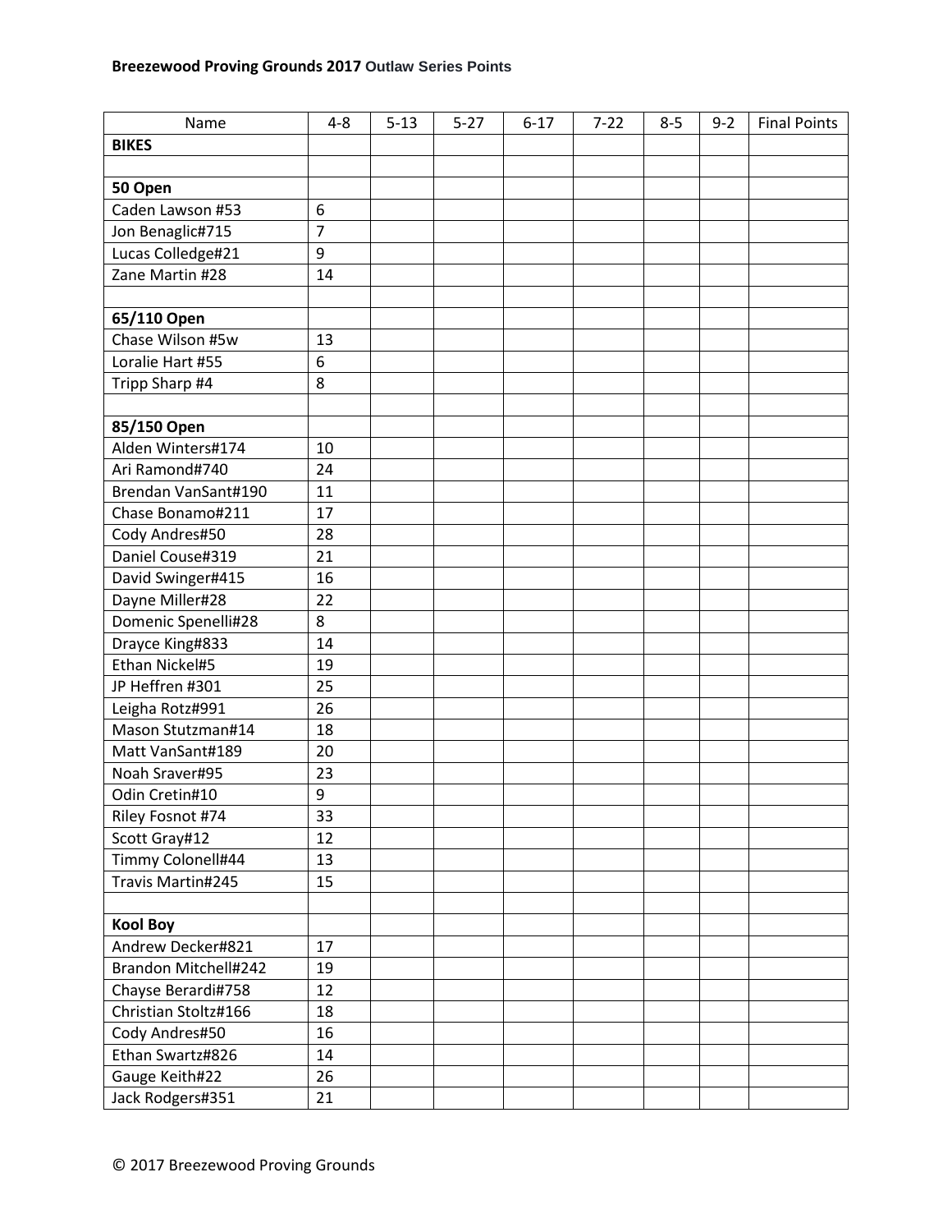**Breezewood Proving Grounds 2017 Outlaw Series Points**

| Name | 4-8 | 5-13 | 5-27 | 6-17 | 7-22 | 8-5 | 9-2 | Final Points |
|---|---|---|---|---|---|---|---|---|
| **BIKES** | | | | | | | | |
| | | | | | | | | |
| **50 Open** | | | | | | | | |
| Caden Lawson #53 | 6 | | | | | | | |
| Jon Benaglic#715 | 7 | | | | | | | |
| Lucas Colledge#21 | 9 | | | | | | | |
| Zane Martin #28 | 14 | | | | | | | |
| | | | | | | | | |
| **65/110 Open** | | | | | | | | |
| Chase Wilson #5w | 13 | | | | | | | |
| Loralie Hart #55 | 6 | | | | | | | |
| Tripp Sharp #4 | 8 | | | | | | | |
| | | | | | | | | |
| **85/150 Open** | | | | | | | | |
| Alden Winters#174 | 10 | | | | | | | |
| Ari Ramond#740 | 24 | | | | | | | |
| Brendan VanSant#190 | 11 | | | | | | | |
| Chase Bonamo#211 | 17 | | | | | | | |
| Cody Andres#50 | 28 | | | | | | | |
| Daniel Couse#319 | 21 | | | | | | | |
| David Swinger#415 | 16 | | | | | | | |
| Dayne Miller#28 | 22 | | | | | | | |
| Domenic Spenelli#28 | 8 | | | | | | | |
| Drayce King#833 | 14 | | | | | | | |
| Ethan Nickel#5 | 19 | | | | | | | |
| JP Heffren #301 | 25 | | | | | | | |
| Leigha Rotz#991 | 26 | | | | | | | |
| Mason Stutzman#14 | 18 | | | | | | | |
| Matt VanSant#189 | 20 | | | | | | | |
| Noah Sraver#95 | 23 | | | | | | | |
| Odin Cretin#10 | 9 | | | | | | | |
| Riley Fosnot #74 | 33 | | | | | | | |
| Scott Gray#12 | 12 | | | | | | | |
| Timmy Colonell#44 | 13 | | | | | | | |
| Travis Martin#245 | 15 | | | | | | | |
| | | | | | | | | |
| **Kool Boy** | | | | | | | | |
| Andrew Decker#821 | 17 | | | | | | | |
| Brandon Mitchell#242 | 19 | | | | | | | |
| Chayse Berardi#758 | 12 | | | | | | | |
| Christian Stoltz#166 | 18 | | | | | | | |
| Cody Andres#50 | 16 | | | | | | | |
| Ethan Swartz#826 | 14 | | | | | | | |
| Gauge Keith#22 | 26 | | | | | | | |
| Jack Rodgers#351 | 21 | | | | | | | |

© 2017 Breezewood Proving Grounds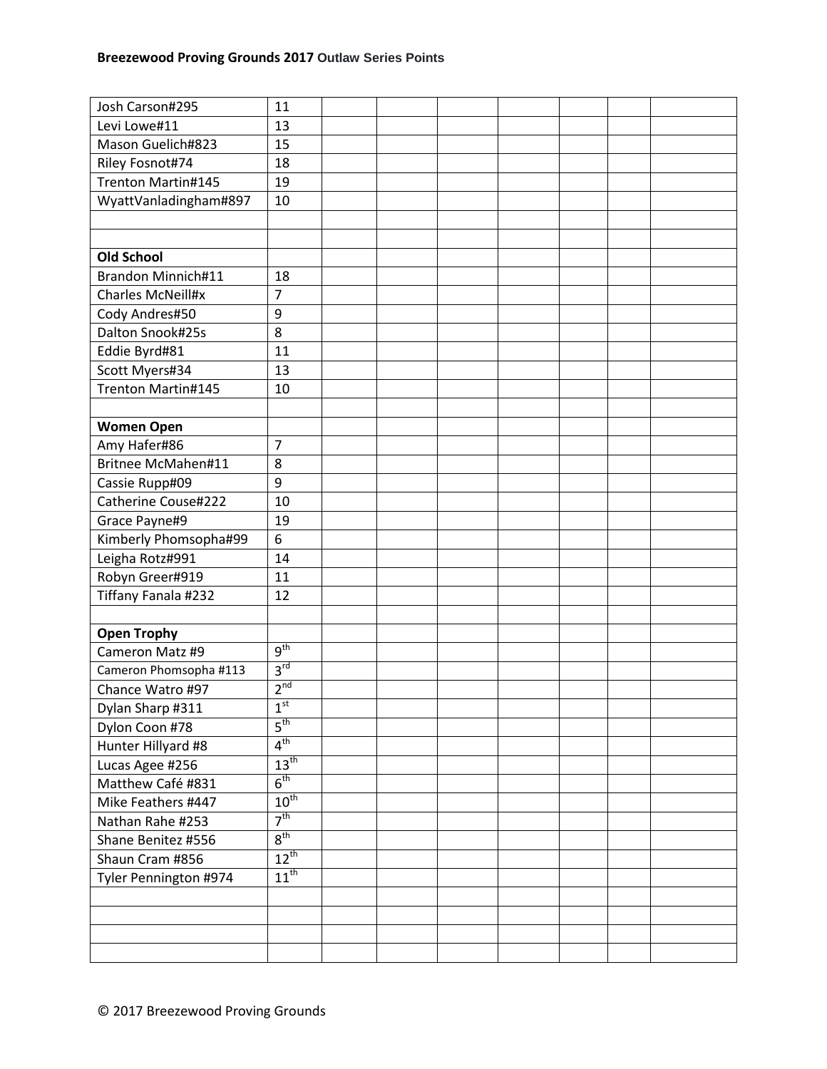**Breezewood Proving Grounds 2017** **Outlaw Series Points**

| | | | | | | | | |
|---|---|---|---|---|---|---|---|---|
| Josh Carson#295 | 11 | | | | | | | |
| Levi Lowe#11 | 13 | | | | | | | |
| Mason Guelich#823 | 15 | | | | | | | |
| Riley Fosnot#74 | 18 | | | | | | | |
| Trenton Martin#145 | 19 | | | | | | | |
| WyattVanladingham#897 | 10 | | | | | | | |
| | | | | | | | | |
| | | | | | | | | |
| **Old School** | | | | | | | | |
| Brandon Minnich#11 | 18 | | | | | | | |
| Charles McNeill#x | 7 | | | | | | | |
| Cody Andres#50 | 9 | | | | | | | |
| Dalton Snook#25s | 8 | | | | | | | |
| Eddie Byrd#81 | 11 | | | | | | | |
| Scott Myers#34 | 13 | | | | | | | |
| Trenton Martin#145 | 10 | | | | | | | |
| | | | | | | | | |
| **Women Open** | | | | | | | | |
| Amy Hafer#86 | 7 | | | | | | | |
| Britnee McMahen#11 | 8 | | | | | | | |
| Cassie Rupp#09 | 9 | | | | | | | |
| Catherine Couse#222 | 10 | | | | | | | |
| Grace Payne#9 | 19 | | | | | | | |
| Kimberly Phomsopha#99 | 6 | | | | | | | |
| Leigha Rotz#991 | 14 | | | | | | | |
| Robyn Greer#919 | 11 | | | | | | | |
| Tiffany Fanala #232 | 12 | | | | | | | |
| | | | | | | | | |
| **Open Trophy** | | | | | | | | |
| Cameron Matz #9 | 9th | | | | | | | |
| Cameron Phomsopha #113 | 3rd | | | | | | | |
| Chance Watro #97 | 2nd | | | | | | | |
| Dylan Sharp #311 | 1st | | | | | | | |
| Dylon Coon #78 | 5th | | | | | | | |
| Hunter Hillyard #8 | 4th | | | | | | | |
| Lucas Agee #256 | 13th | | | | | | | |
| Matthew Café #831 | 6th | | | | | | | |
| Mike Feathers #447 | 10th | | | | | | | |
| Nathan Rahe #253 | 7th | | | | | | | |
| Shane Benitez #556 | 8th | | | | | | | |
| Shaun Cram #856 | 12th | | | | | | | |
| Tyler Pennington #974 | 11th | | | | | | | |
| | | | | | | | | |
| | | | | | | | | |
| | | | | | | | | |
| | | | | | | | | |

© 2017 Breezewood Proving Grounds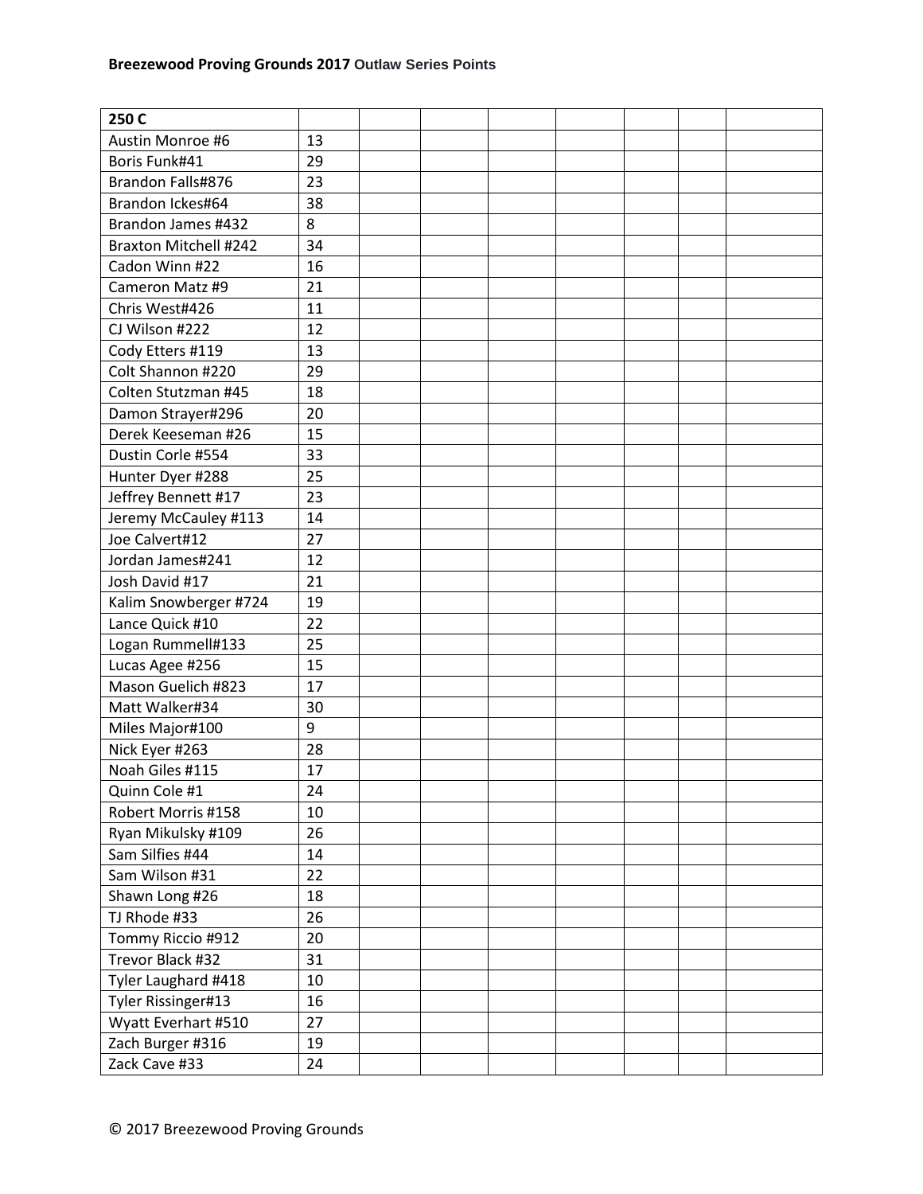**Breezewood Proving Grounds 2017 Outlaw Series Points**

| **250 C** | | | | | | | | |
|---|---|---|---|---|---|---|---|---|
| Austin Monroe #6 | 13 | | | | | | | |
| Boris Funk#41 | 29 | | | | | | | |
| Brandon Falls#876 | 23 | | | | | | | |
| Brandon Ickes#64 | 38 | | | | | | | |
| Brandon James #432 | 8 | | | | | | | |
| Braxton Mitchell #242 | 34 | | | | | | | |
| Cadon Winn #22 | 16 | | | | | | | |
| Cameron Matz #9 | 21 | | | | | | | |
| Chris West#426 | 11 | | | | | | | |
| CJ Wilson #222 | 12 | | | | | | | |
| Cody Etters #119 | 13 | | | | | | | |
| Colt Shannon #220 | 29 | | | | | | | |
| Colten Stutzman #45 | 18 | | | | | | | |
| Damon Strayer#296 | 20 | | | | | | | |
| Derek Keeseman #26 | 15 | | | | | | | |
| Dustin Corle #554 | 33 | | | | | | | |
| Hunter Dyer #288 | 25 | | | | | | | |
| Jeffrey Bennett #17 | 23 | | | | | | | |
| Jeremy McCauley #113 | 14 | | | | | | | |
| Joe Calvert#12 | 27 | | | | | | | |
| Jordan James#241 | 12 | | | | | | | |
| Josh David #17 | 21 | | | | | | | |
| Kalim Snowberger #724 | 19 | | | | | | | |
| Lance Quick #10 | 22 | | | | | | | |
| Logan Rummell#133 | 25 | | | | | | | |
| Lucas Agee #256 | 15 | | | | | | | |
| Mason Guelich #823 | 17 | | | | | | | |
| Matt Walker#34 | 30 | | | | | | | |
| Miles Major#100 | 9 | | | | | | | |
| Nick Eyer #263 | 28 | | | | | | | |
| Noah Giles #115 | 17 | | | | | | | |
| Quinn Cole #1 | 24 | | | | | | | |
| Robert Morris #158 | 10 | | | | | | | |
| Ryan Mikulsky #109 | 26 | | | | | | | |
| Sam Silfies #44 | 14 | | | | | | | |
| Sam Wilson #31 | 22 | | | | | | | |
| Shawn Long #26 | 18 | | | | | | | |
| TJ Rhode #33 | 26 | | | | | | | |
| Tommy Riccio #912 | 20 | | | | | | | |
| Trevor Black #32 | 31 | | | | | | | |
| Tyler Laughard #418 | 10 | | | | | | | |
| Tyler Rissinger#13 | 16 | | | | | | | |
| Wyatt Everhart #510 | 27 | | | | | | | |
| Zach Burger #316 | 19 | | | | | | | |
| Zack Cave #33 | 24 | | | | | | | |

© 2017 Breezewood Proving Grounds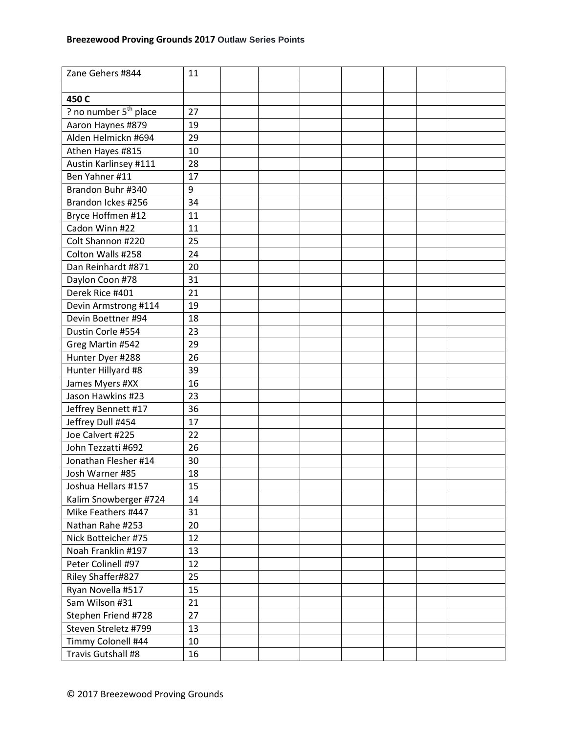| | | | | | | | | |
|---|---|---|---|---|---|---|---|---|
| Zane Gehers #844 | 11 | | | | | | | |
| | | | | | | | | |
| **450 C** | | | | | | | | |
| ? no number 5th place | 27 | | | | | | | |
| Aaron Haynes #879 | 19 | | | | | | | |
| Alden Helmickn #694 | 29 | | | | | | | |
| Athen Hayes #815 | 10 | | | | | | | |
| Austin Karlinsey #111 | 28 | | | | | | | |
| Ben Yahner #11 | 17 | | | | | | | |
| Brandon Buhr #340 | 9 | | | | | | | |
| Brandon Ickes #256 | 34 | | | | | | | |
| Bryce Hoffmen #12 | 11 | | | | | | | |
| Cadon Winn #22 | 11 | | | | | | | |
| Colt Shannon #220 | 25 | | | | | | | |
| Colton Walls #258 | 24 | | | | | | | |
| Dan Reinhardt #871 | 20 | | | | | | | |
| Daylon Coon #78 | 31 | | | | | | | |
| Derek Rice #401 | 21 | | | | | | | |
| Devin Armstrong #114 | 19 | | | | | | | |
| Devin Boettner #94 | 18 | | | | | | | |
| Dustin Corle #554 | 23 | | | | | | | |
| Greg Martin #542 | 29 | | | | | | | |
| Hunter Dyer #288 | 26 | | | | | | | |
| Hunter Hillyard #8 | 39 | | | | | | | |
| James Myers #XX | 16 | | | | | | | |
| Jason Hawkins #23 | 23 | | | | | | | |
| Jeffrey Bennett #17 | 36 | | | | | | | |
| Jeffrey Dull #454 | 17 | | | | | | | |
| Joe Calvert #225 | 22 | | | | | | | |
| John Tezzatti #692 | 26 | | | | | | | |
| Jonathan Flesher #14 | 30 | | | | | | | |
| Josh Warner #85 | 18 | | | | | | | |
| Joshua Hellars #157 | 15 | | | | | | | |
| Kalim Snowberger #724 | 14 | | | | | | | |
| Mike Feathers #447 | 31 | | | | | | | |
| Nathan Rahe #253 | 20 | | | | | | | |
| Nick Botteicher #75 | 12 | | | | | | | |
| Noah Franklin #197 | 13 | | | | | | | |
| Peter Colinell #97 | 12 | | | | | | | |
| Riley Shaffer#827 | 25 | | | | | | | |
| Ryan Novella #517 | 15 | | | | | | | |
| Sam Wilson #31 | 21 | | | | | | | |
| Stephen Friend #728 | 27 | | | | | | | |
| Steven Streletz #799 | 13 | | | | | | | |
| Timmy Colonell #44 | 10 | | | | | | | |
| Travis Gutshall #8 | 16 | | | | | | | |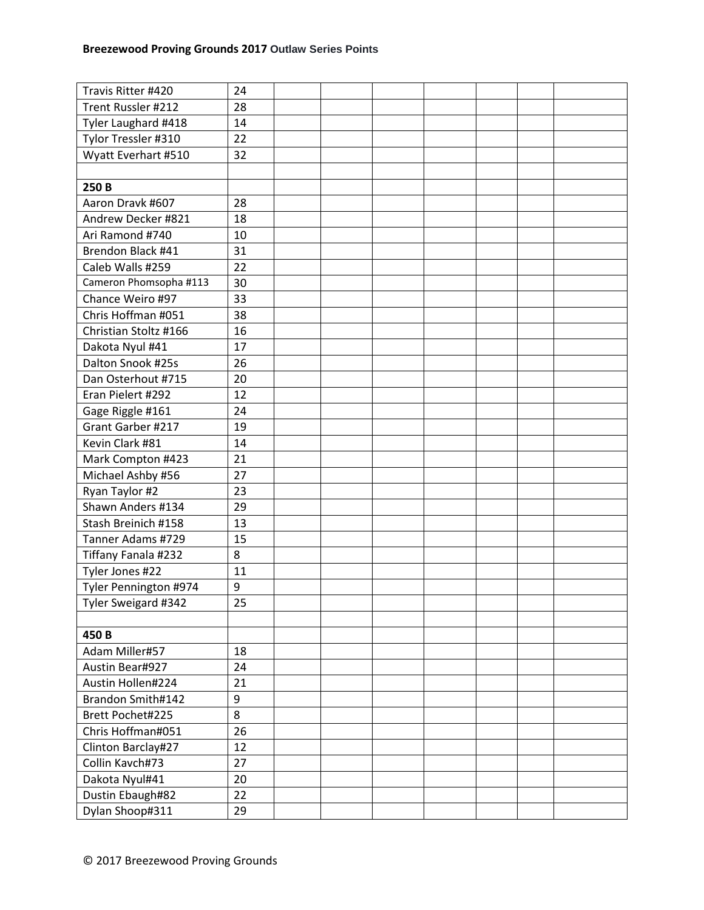| | | | | | | | | |
|---|---|---|---|---|---|---|---|---|
| Travis Ritter #420 | 24 | | | | | | | |
| Trent Russler #212 | 28 | | | | | | | |
| Tyler Laughard #418 | 14 | | | | | | | |
| Tylor Tressler #310 | 22 | | | | | | | |
| Wyatt Everhart #510 | 32 | | | | | | | |
| | | | | | | | | |
| **250 B** | | | | | | | | |
| Aaron Dravk #607 | 28 | | | | | | | |
| Andrew Decker #821 | 18 | | | | | | | |
| Ari Ramond #740 | 10 | | | | | | | |
| Brendon Black #41 | 31 | | | | | | | |
| Caleb Walls #259 | 22 | | | | | | | |
| Cameron Phomsopha #113 | 30 | | | | | | | |
| Chance Weiro #97 | 33 | | | | | | | |
| Chris Hoffman #051 | 38 | | | | | | | |
| Christian Stoltz #166 | 16 | | | | | | | |
| Dakota Nyul #41 | 17 | | | | | | | |
| Dalton Snook #25s | 26 | | | | | | | |
| Dan Osterhout #715 | 20 | | | | | | | |
| Eran Pielert #292 | 12 | | | | | | | |
| Gage Riggle #161 | 24 | | | | | | | |
| Grant Garber #217 | 19 | | | | | | | |
| Kevin Clark #81 | 14 | | | | | | | |
| Mark Compton #423 | 21 | | | | | | | |
| Michael Ashby #56 | 27 | | | | | | | |
| Ryan Taylor #2 | 23 | | | | | | | |
| Shawn Anders #134 | 29 | | | | | | | |
| Stash Breinich #158 | 13 | | | | | | | |
| Tanner Adams #729 | 15 | | | | | | | |
| Tiffany Fanala #232 | 8 | | | | | | | |
| Tyler Jones #22 | 11 | | | | | | | |
| Tyler Pennington #974 | 9 | | | | | | | |
| Tyler Sweigard #342 | 25 | | | | | | | |
| | | | | | | | | |
| **450 B** | | | | | | | | |
| Adam Miller#57 | 18 | | | | | | | |
| Austin Bear#927 | 24 | | | | | | | |
| Austin Hollen#224 | 21 | | | | | | | |
| Brandon Smith#142 | 9 | | | | | | | |
| Brett Pochet#225 | 8 | | | | | | | |
| Chris Hoffman#051 | 26 | | | | | | | |
| Clinton Barclay#27 | 12 | | | | | | | |
| Collin Kavch#73 | 27 | | | | | | | |
| Dakota Nyul#41 | 20 | | | | | | | |
| Dustin Ebaugh#82 | 22 | | | | | | | |
| Dylan Shoop#311 | 29 | | | | | | | |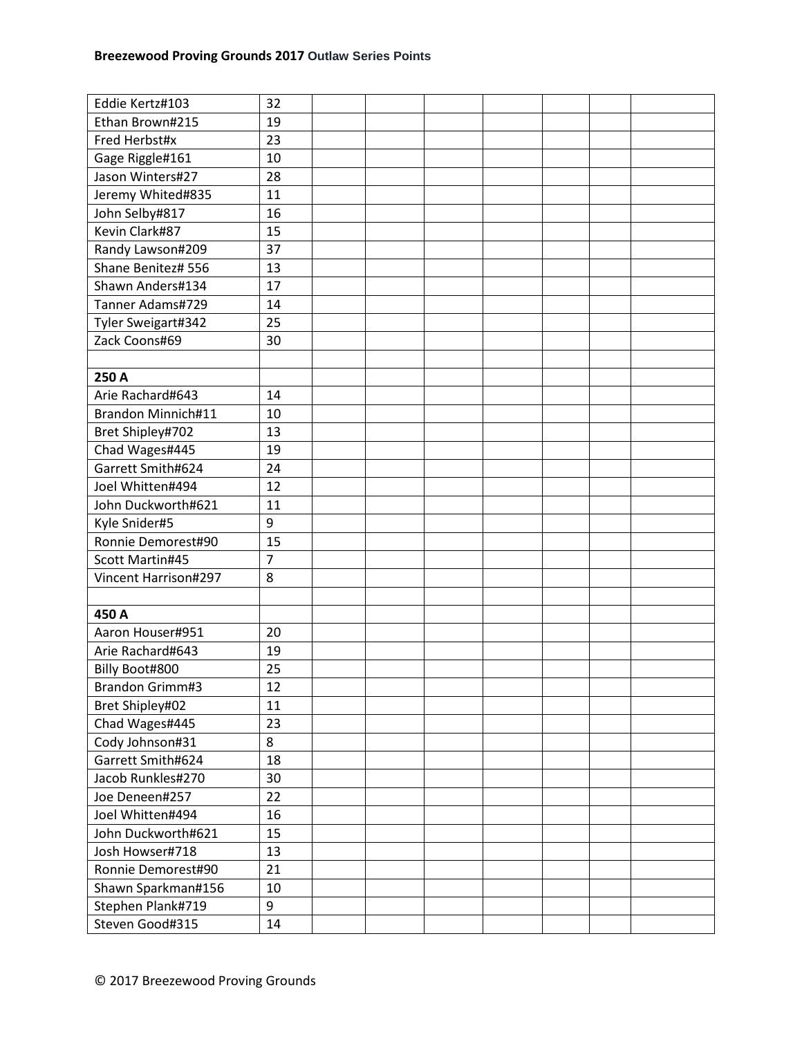| | | | | | | | | |
|---|---|---|---|---|---|---|---|---|
| Eddie Kertz#103 | 32 | | | | | | | |
| Ethan Brown#215 | 19 | | | | | | | |
| Fred Herbst#x | 23 | | | | | | | |
| Gage Riggle#161 | 10 | | | | | | | |
| Jason Winters#27 | 28 | | | | | | | |
| Jeremy Whited#835 | 11 | | | | | | | |
| John Selby#817 | 16 | | | | | | | |
| Kevin Clark#87 | 15 | | | | | | | |
| Randy Lawson#209 | 37 | | | | | | | |
| Shane Benitez# 556 | 13 | | | | | | | |
| Shawn Anders#134 | 17 | | | | | | | |
| Tanner Adams#729 | 14 | | | | | | | |
| Tyler Sweigart#342 | 25 | | | | | | | |
| Zack Coons#69 | 30 | | | | | | | |
| | | | | | | | | |
| **250 A** | | | | | | | | |
| Arie Rachard#643 | 14 | | | | | | | |
| Brandon Minnich#11 | 10 | | | | | | | |
| Bret Shipley#702 | 13 | | | | | | | |
| Chad Wages#445 | 19 | | | | | | | |
| Garrett Smith#624 | 24 | | | | | | | |
| Joel Whitten#494 | 12 | | | | | | | |
| John Duckworth#621 | 11 | | | | | | | |
| Kyle Snider#5 | 9 | | | | | | | |
| Ronnie Demorest#90 | 15 | | | | | | | |
| Scott Martin#45 | 7 | | | | | | | |
| Vincent Harrison#297 | 8 | | | | | | | |
| | | | | | | | | |
| **450 A** | | | | | | | | |
| Aaron Houser#951 | 20 | | | | | | | |
| Arie Rachard#643 | 19 | | | | | | | |
| Billy Boot#800 | 25 | | | | | | | |
| Brandon Grimm#3 | 12 | | | | | | | |
| Bret Shipley#02 | 11 | | | | | | | |
| Chad Wages#445 | 23 | | | | | | | |
| Cody Johnson#31 | 8 | | | | | | | |
| Garrett Smith#624 | 18 | | | | | | | |
| Jacob Runkles#270 | 30 | | | | | | | |
| Joe Deneen#257 | 22 | | | | | | | |
| Joel Whitten#494 | 16 | | | | | | | |
| John Duckworth#621 | 15 | | | | | | | |
| Josh Howser#718 | 13 | | | | | | | |
| Ronnie Demorest#90 | 21 | | | | | | | |
| Shawn Sparkman#156 | 10 | | | | | | | |
| Stephen Plank#719 | 9 | | | | | | | |
| Steven Good#315 | 14 | | | | | | | |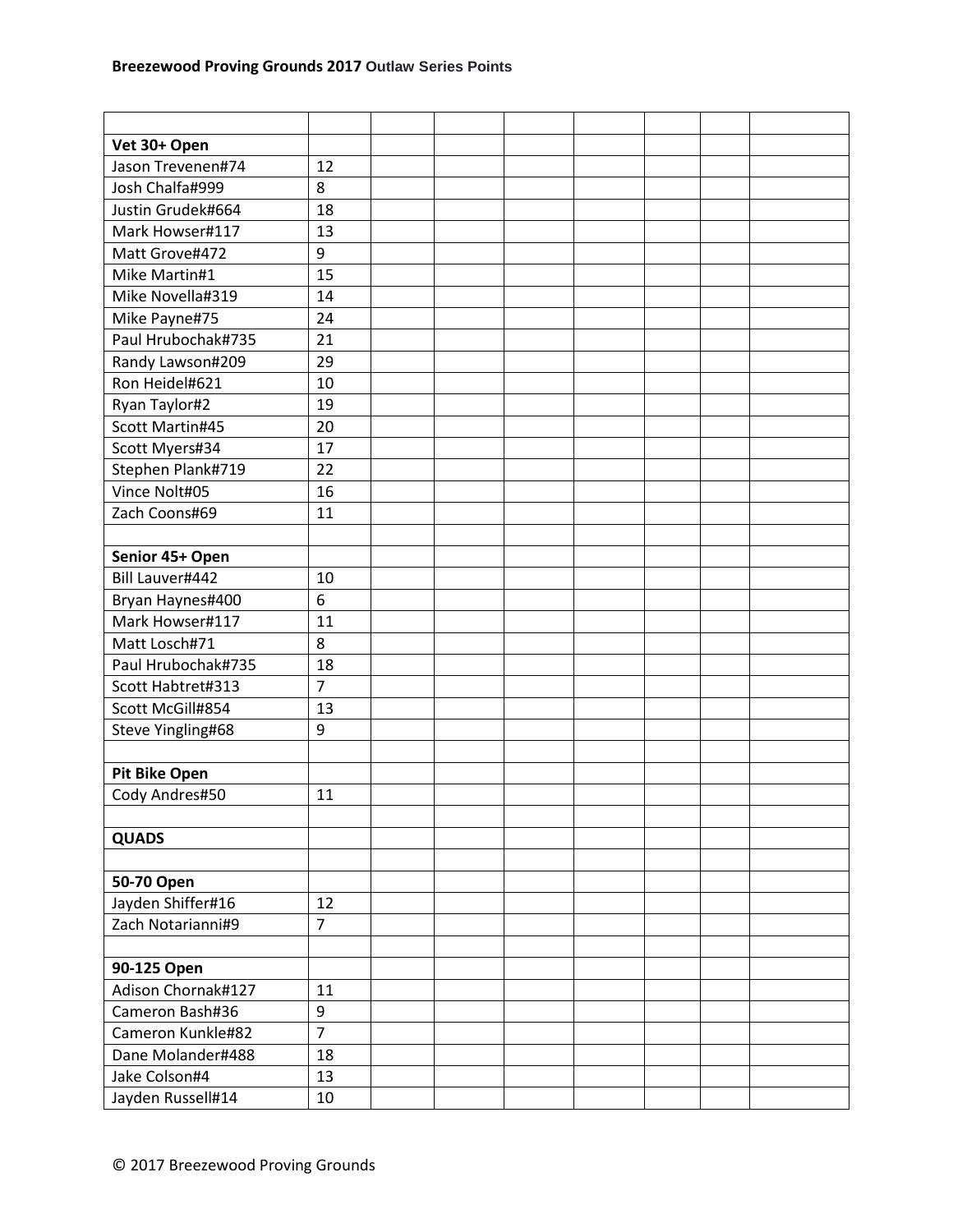**Breezewood Proving Grounds 2017 Outlaw Series Points**

| | | | | | | | | |
|---|---|---|---|---|---|---|---|---|
| | | | | | | | | |
| **Vet 30+ Open** | | | | | | | | |
| Jason Trevenen#74 | 12 | | | | | | | |
| Josh Chalfa#999 | 8 | | | | | | | |
| Justin Grudek#664 | 18 | | | | | | | |
| Mark Howser#117 | 13 | | | | | | | |
| Matt Grove#472 | 9 | | | | | | | |
| Mike Martin#1 | 15 | | | | | | | |
| Mike Novella#319 | 14 | | | | | | | |
| Mike Payne#75 | 24 | | | | | | | |
| Paul Hrubochak#735 | 21 | | | | | | | |
| Randy Lawson#209 | 29 | | | | | | | |
| Ron Heidel#621 | 10 | | | | | | | |
| Ryan Taylor#2 | 19 | | | | | | | |
| Scott Martin#45 | 20 | | | | | | | |
| Scott Myers#34 | 17 | | | | | | | |
| Stephen Plank#719 | 22 | | | | | | | |
| Vince Nolt#05 | 16 | | | | | | | |
| Zach Coons#69 | 11 | | | | | | | |
| | | | | | | | | |
| **Senior 45+ Open** | | | | | | | | |
| Bill Lauver#442 | 10 | | | | | | | |
| Bryan Haynes#400 | 6 | | | | | | | |
| Mark Howser#117 | 11 | | | | | | | |
| Matt Losch#71 | 8 | | | | | | | |
| Paul Hrubochak#735 | 18 | | | | | | | |
| Scott Habtret#313 | 7 | | | | | | | |
| Scott McGill#854 | 13 | | | | | | | |
| Steve Yingling#68 | 9 | | | | | | | |
| | | | | | | | | |
| **Pit Bike Open** | | | | | | | | |
| Cody Andres#50 | 11 | | | | | | | |
| | | | | | | | | |
| **QUADS** | | | | | | | | |
| | | | | | | | | |
| **50-70 Open** | | | | | | | | |
| Jayden Shiffer#16 | 12 | | | | | | | |
| Zach Notarianni#9 | 7 | | | | | | | |
| | | | | | | | | |
| **90-125 Open** | | | | | | | | |
| Adison Chornak#127 | 11 | | | | | | | |
| Cameron Bash#36 | 9 | | | | | | | |
| Cameron Kunkle#82 | 7 | | | | | | | |
| Dane Molander#488 | 18 | | | | | | | |
| Jake Colson#4 | 13 | | | | | | | |
| Jayden Russell#14 | 10 | | | | | | | |

© 2017 Breezewood Proving Grounds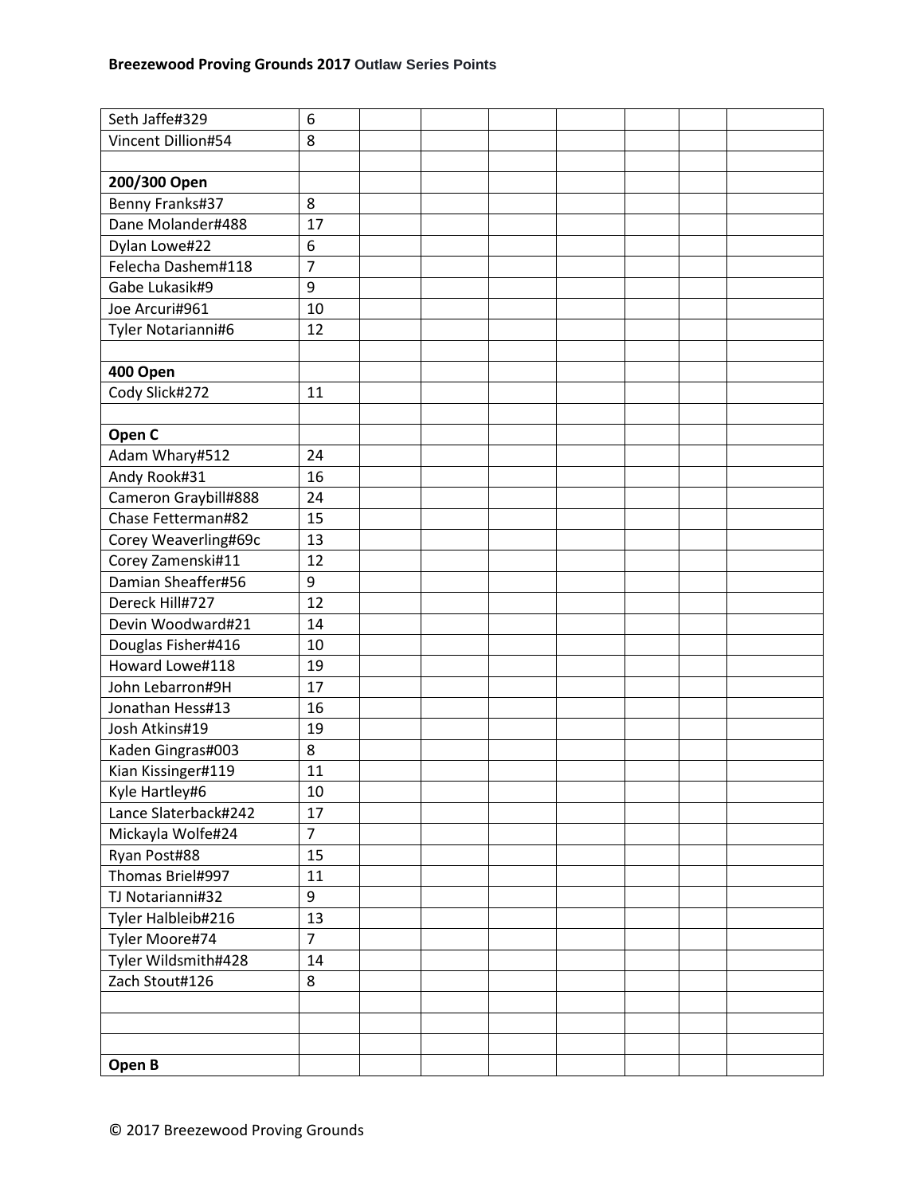| | | | | | | | | |
|---|---|---|---|---|---|---|---|---|
| Seth Jaffe#329 | 6 | | | | | | | |
| Vincent Dillion#54 | 8 | | | | | | | |
| | | | | | | | | |
| **200/300 Open** | | | | | | | | |
| Benny Franks#37 | 8 | | | | | | | |
| Dane Molander#488 | 17 | | | | | | | |
| Dylan Lowe#22 | 6 | | | | | | | |
| Felecha Dashem#118 | 7 | | | | | | | |
| Gabe Lukasik#9 | 9 | | | | | | | |
| Joe Arcuri#961 | 10 | | | | | | | |
| Tyler Notarianni#6 | 12 | | | | | | | |
| | | | | | | | | |
| **400 Open** | | | | | | | | |
| Cody Slick#272 | 11 | | | | | | | |
| | | | | | | | | |
| **Open C** | | | | | | | | |
| Adam Whary#512 | 24 | | | | | | | |
| Andy Rook#31 | 16 | | | | | | | |
| Cameron Graybill#888 | 24 | | | | | | | |
| Chase Fetterman#82 | 15 | | | | | | | |
| Corey Weaverling#69c | 13 | | | | | | | |
| Corey Zamenski#11 | 12 | | | | | | | |
| Damian Sheaffer#56 | 9 | | | | | | | |
| Dereck Hill#727 | 12 | | | | | | | |
| Devin Woodward#21 | 14 | | | | | | | |
| Douglas Fisher#416 | 10 | | | | | | | |
| Howard Lowe#118 | 19 | | | | | | | |
| John Lebarron#9H | 17 | | | | | | | |
| Jonathan Hess#13 | 16 | | | | | | | |
| Josh Atkins#19 | 19 | | | | | | | |
| Kaden Gingras#003 | 8 | | | | | | | |
| Kian Kissinger#119 | 11 | | | | | | | |
| Kyle Hartley#6 | 10 | | | | | | | |
| Lance Slaterback#242 | 17 | | | | | | | |
| Mickayla Wolfe#24 | 7 | | | | | | | |
| Ryan Post#88 | 15 | | | | | | | |
| Thomas Briel#997 | 11 | | | | | | | |
| TJ Notarianni#32 | 9 | | | | | | | |
| Tyler Halbleib#216 | 13 | | | | | | | |
| Tyler Moore#74 | 7 | | | | | | | |
| Tyler Wildsmith#428 | 14 | | | | | | | |
| Zach Stout#126 | 8 | | | | | | | |
| | | | | | | | | |
| | | | | | | | | |
| | | | | | | | | |
| **Open B** | | | | | | | | |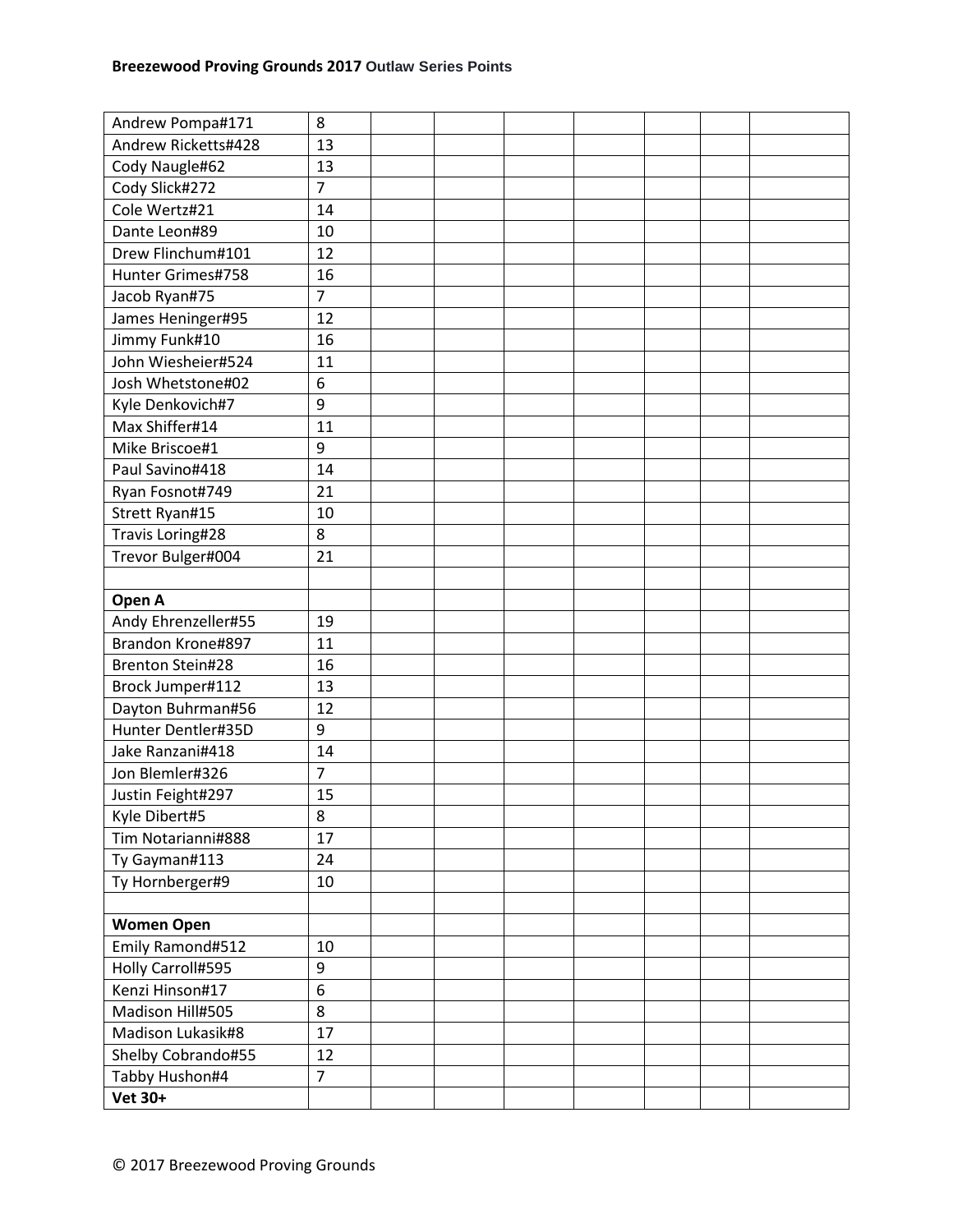**Breezewood Proving Grounds 2017 Outlaw Series Points**

| | | | | | | | | |
|---|---|---|---|---|---|---|---|---|
| Andrew Pompa#171 | 8 | | | | | | | |
| Andrew Ricketts#428 | 13 | | | | | | | |
| Cody Naugle#62 | 13 | | | | | | | |
| Cody Slick#272 | 7 | | | | | | | |
| Cole Wertz#21 | 14 | | | | | | | |
| Dante Leon#89 | 10 | | | | | | | |
| Drew Flinchum#101 | 12 | | | | | | | |
| Hunter Grimes#758 | 16 | | | | | | | |
| Jacob Ryan#75 | 7 | | | | | | | |
| James Heninger#95 | 12 | | | | | | | |
| Jimmy Funk#10 | 16 | | | | | | | |
| John Wiesheier#524 | 11 | | | | | | | |
| Josh Whetstone#02 | 6 | | | | | | | |
| Kyle Denkovich#7 | 9 | | | | | | | |
| Max Shiffer#14 | 11 | | | | | | | |
| Mike Briscoe#1 | 9 | | | | | | | |
| Paul Savino#418 | 14 | | | | | | | |
| Ryan Fosnot#749 | 21 | | | | | | | |
| Strett Ryan#15 | 10 | | | | | | | |
| Travis Loring#28 | 8 | | | | | | | |
| Trevor Bulger#004 | 21 | | | | | | | |
| | | | | | | | | |
| **Open A** | | | | | | | | |
| Andy Ehrenzeller#55 | 19 | | | | | | | |
| Brandon Krone#897 | 11 | | | | | | | |
| Brenton Stein#28 | 16 | | | | | | | |
| Brock Jumper#112 | 13 | | | | | | | |
| Dayton Buhrman#56 | 12 | | | | | | | |
| Hunter Dentler#35D | 9 | | | | | | | |
| Jake Ranzani#418 | 14 | | | | | | | |
| Jon Blemler#326 | 7 | | | | | | | |
| Justin Feight#297 | 15 | | | | | | | |
| Kyle Dibert#5 | 8 | | | | | | | |
| Tim Notarianni#888 | 17 | | | | | | | |
| Ty Gayman#113 | 24 | | | | | | | |
| Ty Hornberger#9 | 10 | | | | | | | |
| | | | | | | | | |
| **Women Open** | | | | | | | | |
| Emily Ramond#512 | 10 | | | | | | | |
| Holly Carroll#595 | 9 | | | | | | | |
| Kenzi Hinson#17 | 6 | | | | | | | |
| Madison Hill#505 | 8 | | | | | | | |
| Madison Lukasik#8 | 17 | | | | | | | |
| Shelby Cobrando#55 | 12 | | | | | | | |
| Tabby Hushon#4 | 7 | | | | | | | |
| **Vet 30+** | | | | | | | | |

© 2017 Breezewood Proving Grounds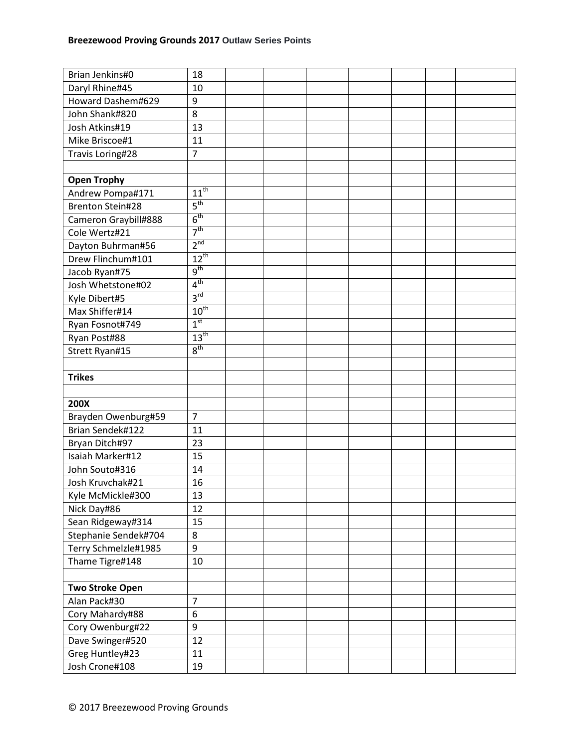| | | | | | | | | |
|---|---|---|---|---|---|---|---|---|
| Brian Jenkins#0 | 18 | | | | | | | |
| Daryl Rhine#45 | 10 | | | | | | | |
| Howard Dashem#629 | 9 | | | | | | | |
| John Shank#820 | 8 | | | | | | | |
| Josh Atkins#19 | 13 | | | | | | | |
| Mike Briscoe#1 | 11 | | | | | | | |
| Travis Loring#28 | 7 | | | | | | | |
| | | | | | | | | |
| **Open Trophy** | | | | | | | | |
| Andrew Pompa#171 | 11th | | | | | | | |
| Brenton Stein#28 | 5th | | | | | | | |
| Cameron Graybill#888 | 6th | | | | | | | |
| Cole Wertz#21 | 7th | | | | | | | |
| Dayton Buhrman#56 | 2nd | | | | | | | |
| Drew Flinchum#101 | 12th | | | | | | | |
| Jacob Ryan#75 | 9th | | | | | | | |
| Josh Whetstone#02 | 4th | | | | | | | |
| Kyle Dibert#5 | 3rd | | | | | | | |
| Max Shiffer#14 | 10th | | | | | | | |
| Ryan Fosnot#749 | 1st | | | | | | | |
| Ryan Post#88 | 13th | | | | | | | |
| Strett Ryan#15 | 8th | | | | | | | |
| | | | | | | | | |
| **Trikes** | | | | | | | | |
| | | | | | | | | |
| **200X** | | | | | | | | |
| Brayden Owenburg#59 | 7 | | | | | | | |
| Brian Sendek#122 | 11 | | | | | | | |
| Bryan Ditch#97 | 23 | | | | | | | |
| Isaiah Marker#12 | 15 | | | | | | | |
| John Souto#316 | 14 | | | | | | | |
| Josh Kruvchak#21 | 16 | | | | | | | |
| Kyle McMickle#300 | 13 | | | | | | | |
| Nick Day#86 | 12 | | | | | | | |
| Sean Ridgeway#314 | 15 | | | | | | | |
| Stephanie Sendek#704 | 8 | | | | | | | |
| Terry Schmelzle#1985 | 9 | | | | | | | |
| Thame Tigre#148 | 10 | | | | | | | |
| | | | | | | | | |
| **Two Stroke Open** | | | | | | | | |
| Alan Pack#30 | 7 | | | | | | | |
| Cory Mahardy#88 | 6 | | | | | | | |
| Cory Owenburg#22 | 9 | | | | | | | |
| Dave Swinger#520 | 12 | | | | | | | |
| Greg Huntley#23 | 11 | | | | | | | |
| Josh Crone#108 | 19 | | | | | | | |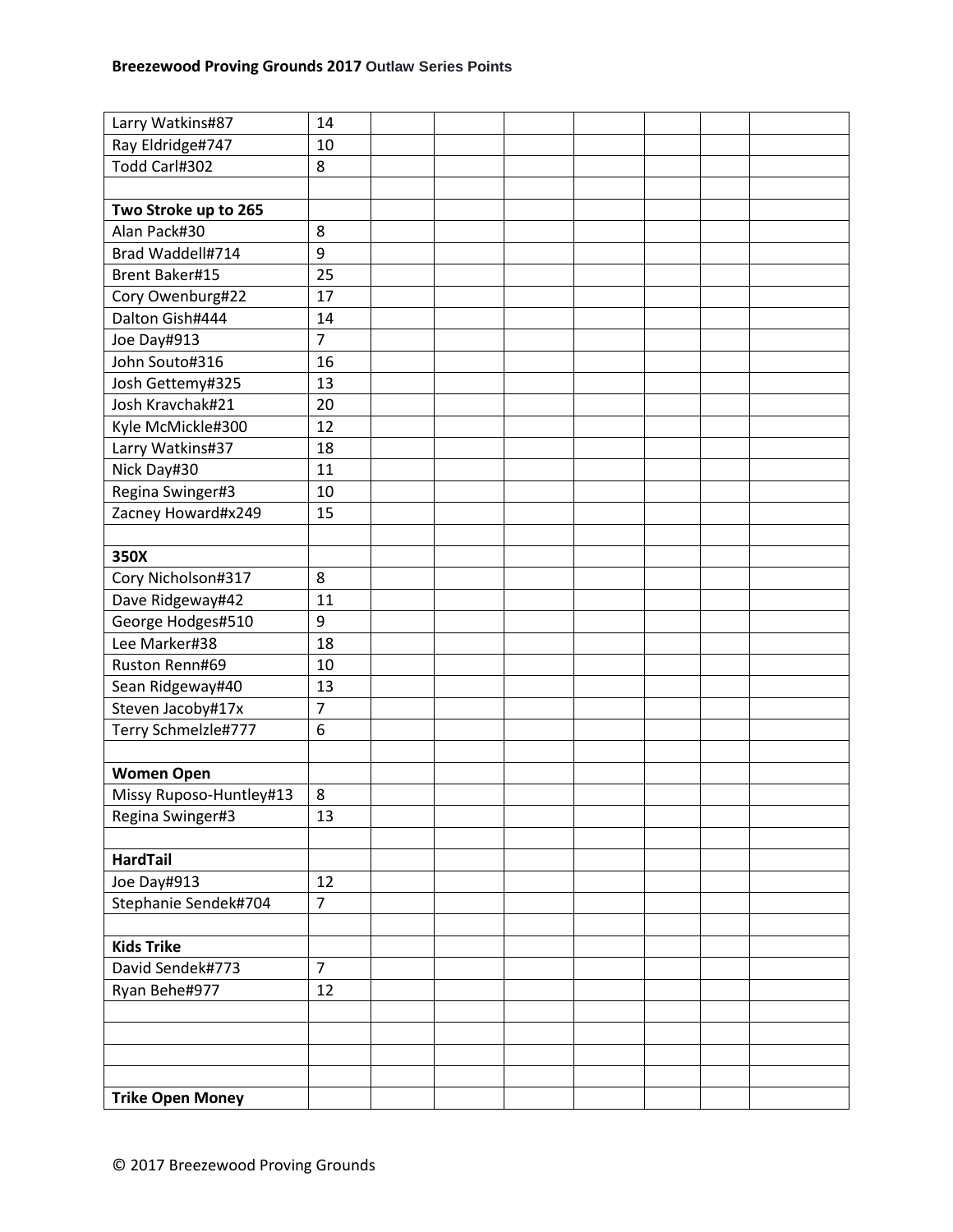**Breezewood Proving Grounds 2017 Outlaw Series Points**

| | | | | | | | | |
|---|---|---|---|---|---|---|---|---|
| Larry Watkins#87 | 14 | | | | | | | |
| Ray Eldridge#747 | 10 | | | | | | | |
| Todd Carl#302 | 8 | | | | | | | |
| | | | | | | | | |
| **Two Stroke up to 265** | | | | | | | | |
| Alan Pack#30 | 8 | | | | | | | |
| Brad Waddell#714 | 9 | | | | | | | |
| Brent Baker#15 | 25 | | | | | | | |
| Cory Owenburg#22 | 17 | | | | | | | |
| Dalton Gish#444 | 14 | | | | | | | |
| Joe Day#913 | 7 | | | | | | | |
| John Souto#316 | 16 | | | | | | | |
| Josh Gettemy#325 | 13 | | | | | | | |
| Josh Kravchak#21 | 20 | | | | | | | |
| Kyle McMickle#300 | 12 | | | | | | | |
| Larry Watkins#37 | 18 | | | | | | | |
| Nick Day#30 | 11 | | | | | | | |
| Regina Swinger#3 | 10 | | | | | | | |
| Zacney Howard#x249 | 15 | | | | | | | |
| | | | | | | | | |
| **350X** | | | | | | | | |
| Cory Nicholson#317 | 8 | | | | | | | |
| Dave Ridgeway#42 | 11 | | | | | | | |
| George Hodges#510 | 9 | | | | | | | |
| Lee Marker#38 | 18 | | | | | | | |
| Ruston Renn#69 | 10 | | | | | | | |
| Sean Ridgeway#40 | 13 | | | | | | | |
| Steven Jacoby#17x | 7 | | | | | | | |
| Terry Schmelzle#777 | 6 | | | | | | | |
| | | | | | | | | |
| **Women Open** | | | | | | | | |
| Missy Ruposo-Huntley#13 | 8 | | | | | | | |
| Regina Swinger#3 | 13 | | | | | | | |
| | | | | | | | | |
| **HardTail** | | | | | | | | |
| Joe Day#913 | 12 | | | | | | | |
| Stephanie Sendek#704 | 7 | | | | | | | |
| | | | | | | | | |
| **Kids Trike** | | | | | | | | |
| David Sendek#773 | 7 | | | | | | | |
| Ryan Behe#977 | 12 | | | | | | | |
| | | | | | | | | |
| | | | | | | | | |
| | | | | | | | | |
| | | | | | | | | |
| **Trike Open Money** | | | | | | | | |

© 2017 Breezewood Proving Grounds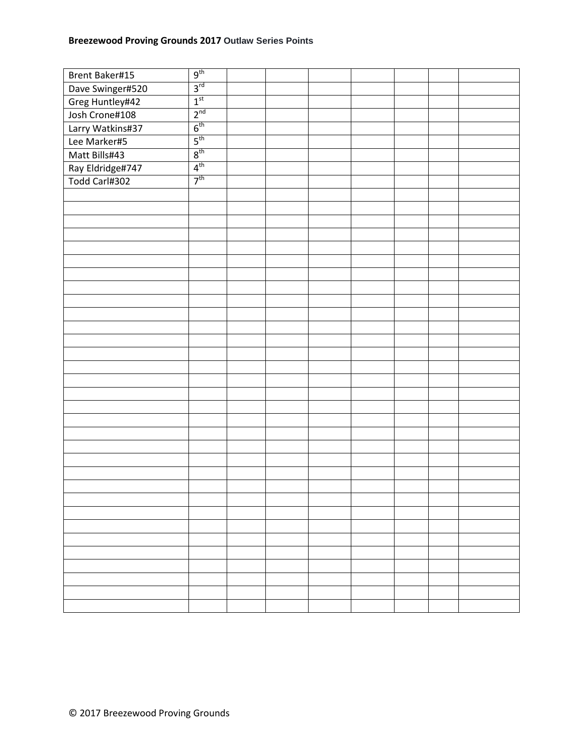**Breezewood Proving Grounds 2017 Outlaw Series Points**

| | | | | | | | | |
|---|---|---|---|---|---|---|---|---|
| Brent Baker#15 | 9th | | | | | | | |
| Dave Swinger#520 | 3rd | | | | | | | |
| Greg Huntley#42 | 1st | | | | | | | |
| Josh Crone#108 | 2nd | | | | | | | |
| Larry Watkins#37 | 6th | | | | | | | |
| Lee Marker#5 | 5th | | | | | | | |
| Matt Bills#43 | 8th | | | | | | | |
| Ray Eldridge#747 | 4th | | | | | | | |
| Todd Carl#302 | 7th | | | | | | | |
| | | | | | | | | |
| | | | | | | | | |
| | | | | | | | | |
| | | | | | | | | |
| | | | | | | | | |
| | | | | | | | | |
| | | | | | | | | |
| | | | | | | | | |
| | | | | | | | | |
| | | | | | | | | |
| | | | | | | | | |
| | | | | | | | | |
| | | | | | | | | |
| | | | | | | | | |
| | | | | | | | | |
| | | | | | | | | |
| | | | | | | | | |
| | | | | | | | | |
| | | | | | | | | |
| | | | | | | | | |
| | | | | | | | | |
| | | | | | | | | |
| | | | | | | | | |
| | | | | | | | | |
| | | | | | | | | |
| | | | | | | | | |
| | | | | | | | | |
| | | | | | | | | |
| | | | | | | | | |
| | | | | | | | | |
| | | | | | | | | |
| | | | | | | | | |
| | | | | | | | | |

© 2017 Breezewood Proving Grounds